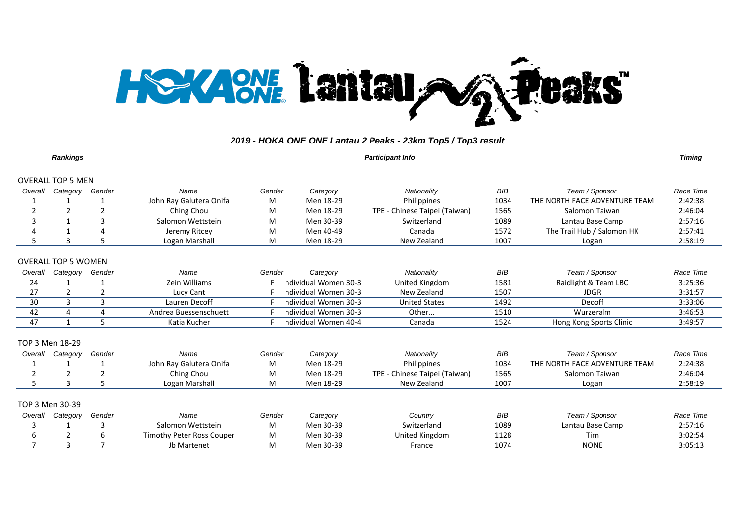# HOKA ONE ONE Lantau 2 Peaks™

## *2019 - HOKA ONE ONE Lantau 2 Peaks - 23km Top5 / Top3 result*

*Rankings* | *Participant Info* | *Timing*

### OVERALL TOP 5 MEN

| *Overall* | *Category* | *Gender* | *Name* | *Gender* | *Category* | *Nationality* | *BIB* | *Team / Sponsor* | *Race Time* |
|---|---|---|---|---|---|---|---|---|---|
| 1 | 1 | 1 | John Ray Galutera Onifa | M | Men 18-29 | Philippines | 1034 | THE NORTH FACE ADVENTURE TEAM | 2:42:38 |
| 2 | 2 | 2 | Ching Chou | M | Men 18-29 | TPE - Chinese Taipei (Taiwan) | 1565 | Salomon Taiwan | 2:46:04 |
| 3 | 1 | 3 | Salomon Wettstein | M | Men 30-39 | Switzerland | 1089 | Lantau Base Camp | 2:57:16 |
| 4 | 1 | 4 | Jeremy Ritcey | M | Men 40-49 | Canada | 1572 | The Trail Hub / Salomon HK | 2:57:41 |
| 5 | 3 | 5 | Logan Marshall | M | Men 18-29 | New Zealand | 1007 | Logan | 2:58:19 |

### OVERALL TOP 5 WOMEN

| *Overall* | *Category* | *Gender* | *Name* | *Gender* | *Category* | *Nationality* | *BIB* | *Team / Sponsor* | *Race Time* |
|---|---|---|---|---|---|---|---|---|---|
| 24 | 1 | 1 | Zein Williams | F | ndividual Women 30-3 | United Kingdom | 1581 | Raidlight & Team LBC | 3:25:36 |
| 27 | 2 | 2 | Lucy Cant | F | ndividual Women 30-3 | New Zealand | 1507 | JDGR | 3:31:57 |
| 30 | 3 | 3 | Lauren Decoff | F | ndividual Women 30-3 | United States | 1492 | Decoff | 3:33:06 |
| 42 | 4 | 4 | Andrea Buessenschuett | F | ndividual Women 30-3 | Other... | 1510 | Wurzeralm | 3:46:53 |
| 47 | 1 | 5 | Katia Kucher | F | ndividual Women 40-4 | Canada | 1524 | Hong Kong Sports Clinic | 3:49:57 |

### TOP 3 Men 18-29

| *Overall* | *Category* | *Gender* | *Name* | *Gender* | *Category* | *Nationality* | *BIB* | *Team / Sponsor* | *Race Time* |
|---|---|---|---|---|---|---|---|---|---|
| 1 | 1 | 1 | John Ray Galutera Onifa | M | Men 18-29 | Philippines | 1034 | THE NORTH FACE ADVENTURE TEAM | 2:24:38 |
| 2 | 2 | 2 | Ching Chou | M | Men 18-29 | TPE - Chinese Taipei (Taiwan) | 1565 | Salomon Taiwan | 2:46:04 |
| 5 | 3 | 5 | Logan Marshall | M | Men 18-29 | New Zealand | 1007 | Logan | 2:58:19 |

### TOP 3 Men 30-39

| *Overall* | *Category* | *Gender* | *Name* | *Gender* | *Category* | *Country* | *BIB* | *Team / Sponsor* | *Race Time* |
|---|---|---|---|---|---|---|---|---|---|
| 3 | 1 | 3 | Salomon Wettstein | M | Men 30-39 | Switzerland | 1089 | Lantau Base Camp | 2:57:16 |
| 6 | 2 | 6 | Timothy Peter Ross Couper | M | Men 30-39 | United Kingdom | 1128 | Tim | 3:02:54 |
| 7 | 3 | 7 | Jb Martenet | M | Men 30-39 | France | 1074 | NONE | 3:05:13 |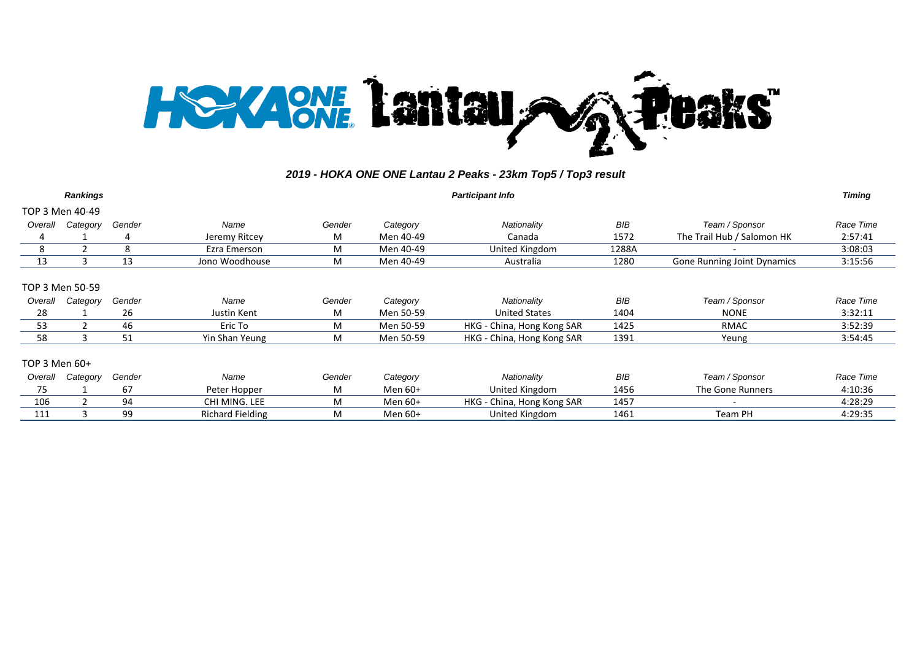# HOKA ONE ONE Lantau 2 Peaks™

### *2019 - HOKA ONE ONE Lantau 2 Peaks - 23km Top5 / Top3 result*

| ***Rankings*** | | | ***Participant Info*** | | | | | | ***Timing*** |
|---|---|---|---|---|---|---|---|---|---|
| TOP 3 Men 40-49 | | | | | | | | | |
| *Overall* | *Category* | *Gender* | *Name* | *Gender* | *Category* | *Nationality* | *BIB* | *Team / Sponsor* | *Race Time* |
| 4 | 1 | 4 | Jeremy Ritcey | M | Men 40-49 | Canada | 1572 | The Trail Hub / Salomon HK | 2:57:41 |
| 8 | 2 | 8 | Ezra Emerson | M | Men 40-49 | United Kingdom | 1288A | - | 3:08:03 |
| 13 | 3 | 13 | Jono Woodhouse | M | Men 40-49 | Australia | 1280 | Gone Running Joint Dynamics | 3:15:56 |
| TOP 3 Men 50-59 | | | | | | | | | |
| *Overall* | *Category* | *Gender* | *Name* | *Gender* | *Category* | *Nationality* | *BIB* | *Team / Sponsor* | *Race Time* |
| 28 | 1 | 26 | Justin Kent | M | Men 50-59 | United States | 1404 | NONE | 3:32:11 |
| 53 | 2 | 46 | Eric To | M | Men 50-59 | HKG - China, Hong Kong SAR | 1425 | RMAC | 3:52:39 |
| 58 | 3 | 51 | Yin Shan Yeung | M | Men 50-59 | HKG - China, Hong Kong SAR | 1391 | Yeung | 3:54:45 |
| TOP 3 Men 60+ | | | | | | | | | |
| *Overall* | *Category* | *Gender* | *Name* | *Gender* | *Category* | *Nationality* | *BIB* | *Team / Sponsor* | *Race Time* |
| 75 | 1 | 67 | Peter Hopper | M | Men 60+ | United Kingdom | 1456 | The Gone Runners | 4:10:36 |
| 106 | 2 | 94 | CHI MING. LEE | M | Men 60+ | HKG - China, Hong Kong SAR | 1457 | - | 4:28:29 |
| 111 | 3 | 99 | Richard Fielding | M | Men 60+ | United Kingdom | 1461 | Team PH | 4:29:35 |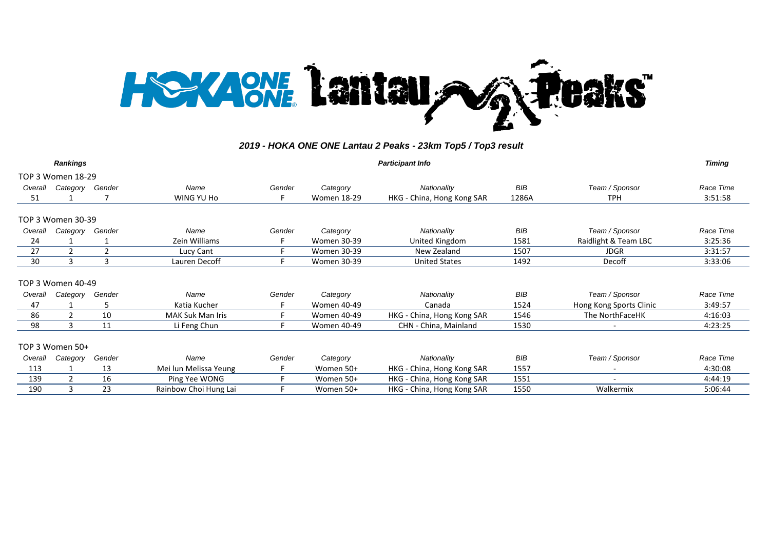## 2019 - HOKA ONE ONE Lantau 2 Peaks - 23km Top5 / Top3 result

| *Rankings* | | | *Participant Info* | | | | | | *Timing* |
|---|---|---|---|---|---|---|---|---|---|
| **TOP 3 Women 18-29** | | | | | | | | | |
| *Overall* | *Category* | *Gender* | *Name* | *Gender* | *Category* | *Nationality* | *BIB* | *Team / Sponsor* | *Race Time* |
| 51 | 1 | 7 | WING YU Ho | F | Women 18-29 | HKG - China, Hong Kong SAR | 1286A | TPH | 3:51:58 |
| **TOP 3 Women 30-39** | | | | | | | | | |
| *Overall* | *Category* | *Gender* | *Name* | *Gender* | *Category* | *Nationality* | *BIB* | *Team / Sponsor* | *Race Time* |
| 24 | 1 | 1 | Zein Williams | F | Women 30-39 | United Kingdom | 1581 | Raidlight & Team LBC | 3:25:36 |
| 27 | 2 | 2 | Lucy Cant | F | Women 30-39 | New Zealand | 1507 | JDGR | 3:31:57 |
| 30 | 3 | 3 | Lauren Decoff | F | Women 30-39 | United States | 1492 | Decoff | 3:33:06 |
| **TOP 3 Women 40-49** | | | | | | | | | |
| *Overall* | *Category* | *Gender* | *Name* | *Gender* | *Category* | *Nationality* | *BIB* | *Team / Sponsor* | *Race Time* |
| 47 | 1 | 5 | Katia Kucher | F | Women 40-49 | Canada | 1524 | Hong Kong Sports Clinic | 3:49:57 |
| 86 | 2 | 10 | MAK Suk Man Iris | F | Women 40-49 | HKG - China, Hong Kong SAR | 1546 | The NorthFaceHK | 4:16:03 |
| 98 | 3 | 11 | Li Feng Chun | F | Women 40-49 | CHN - China, Mainland | 1530 | - | 4:23:25 |
| **TOP 3 Women 50+** | | | | | | | | | |
| *Overall* | *Category* | *Gender* | *Name* | *Gender* | *Category* | *Nationality* | *BIB* | *Team / Sponsor* | *Race Time* |
| 113 | 1 | 13 | Mei lun Melissa Yeung | F | Women 50+ | HKG - China, Hong Kong SAR | 1557 | - | 4:30:08 |
| 139 | 2 | 16 | Ping Yee WONG | F | Women 50+ | HKG - China, Hong Kong SAR | 1551 | - | 4:44:19 |
| 190 | 3 | 23 | Rainbow Choi Hung Lai | F | Women 50+ | HKG - China, Hong Kong SAR | 1550 | Walkermix | 5:06:44 |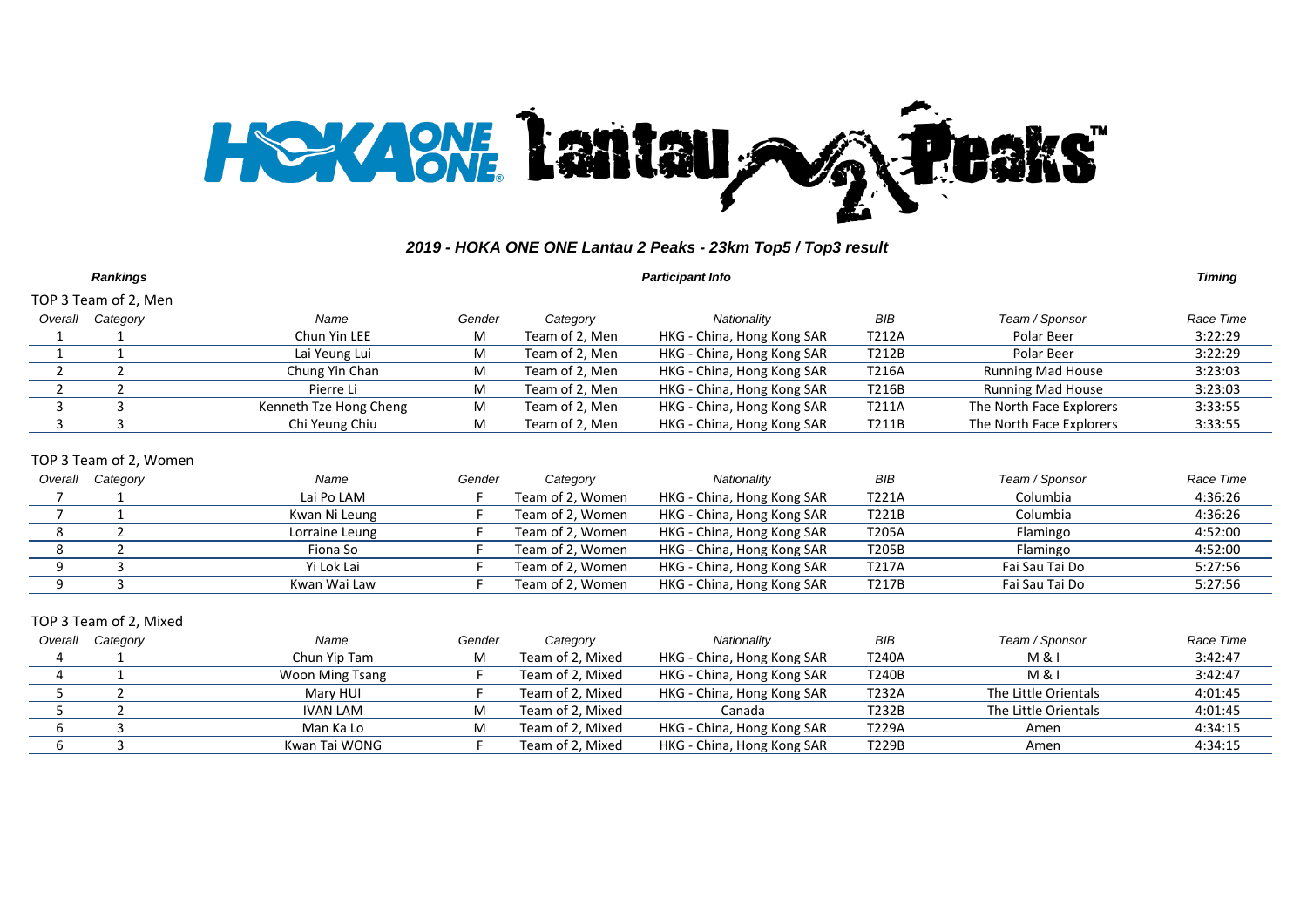# 2019 - HOKA ONE ONE Lantau 2 Peaks - 23km Top5 / Top3 result

***Rankings*** | ***Participant Info*** | ***Timing***

## TOP 3 Team of 2, Men

| Overall | Category | Name | Gender | Category | Nationality | BIB | Team / Sponsor | Race Time |
|---|---|---|---|---|---|---|---|---|
| 1 | 1 | Chun Yin LEE | M | Team of 2, Men | HKG - China, Hong Kong SAR | T212A | Polar Beer | 3:22:29 |
| 1 | 1 | Lai Yeung Lui | M | Team of 2, Men | HKG - China, Hong Kong SAR | T212B | Polar Beer | 3:22:29 |
| 2 | 2 | Chung Yin Chan | M | Team of 2, Men | HKG - China, Hong Kong SAR | T216A | Running Mad House | 3:23:03 |
| 2 | 2 | Pierre Li | M | Team of 2, Men | HKG - China, Hong Kong SAR | T216B | Running Mad House | 3:23:03 |
| 3 | 3 | Kenneth Tze Hong Cheng | M | Team of 2, Men | HKG - China, Hong Kong SAR | T211A | The North Face Explorers | 3:33:55 |
| 3 | 3 | Chi Yeung Chiu | M | Team of 2, Men | HKG - China, Hong Kong SAR | T211B | The North Face Explorers | 3:33:55 |

## TOP 3 Team of 2, Women

| Overall | Category | Name | Gender | Category | Nationality | BIB | Team / Sponsor | Race Time |
|---|---|---|---|---|---|---|---|---|
| 7 | 1 | Lai Po LAM | F | Team of 2, Women | HKG - China, Hong Kong SAR | T221A | Columbia | 4:36:26 |
| 7 | 1 | Kwan Ni Leung | F | Team of 2, Women | HKG - China, Hong Kong SAR | T221B | Columbia | 4:36:26 |
| 8 | 2 | Lorraine Leung | F | Team of 2, Women | HKG - China, Hong Kong SAR | T205A | Flamingo | 4:52:00 |
| 8 | 2 | Fiona So | F | Team of 2, Women | HKG - China, Hong Kong SAR | T205B | Flamingo | 4:52:00 |
| 9 | 3 | Yi Lok Lai | F | Team of 2, Women | HKG - China, Hong Kong SAR | T217A | Fai Sau Tai Do | 5:27:56 |
| 9 | 3 | Kwan Wai Law | F | Team of 2, Women | HKG - China, Hong Kong SAR | T217B | Fai Sau Tai Do | 5:27:56 |

## TOP 3 Team of 2, Mixed

| Overall | Category | Name | Gender | Category | Nationality | BIB | Team / Sponsor | Race Time |
|---|---|---|---|---|---|---|---|---|
| 4 | 1 | Chun Yip Tam | M | Team of 2, Mixed | HKG - China, Hong Kong SAR | T240A | M & I | 3:42:47 |
| 4 | 1 | Woon Ming Tsang | F | Team of 2, Mixed | HKG - China, Hong Kong SAR | T240B | M & I | 3:42:47 |
| 5 | 2 | Mary HUI | F | Team of 2, Mixed | HKG - China, Hong Kong SAR | T232A | The Little Orientals | 4:01:45 |
| 5 | 2 | IVAN LAM | M | Team of 2, Mixed | Canada | T232B | The Little Orientals | 4:01:45 |
| 6 | 3 | Man Ka Lo | M | Team of 2, Mixed | HKG - China, Hong Kong SAR | T229A | Amen | 4:34:15 |
| 6 | 3 | Kwan Tai WONG | F | Team of 2, Mixed | HKG - China, Hong Kong SAR | T229B | Amen | 4:34:15 |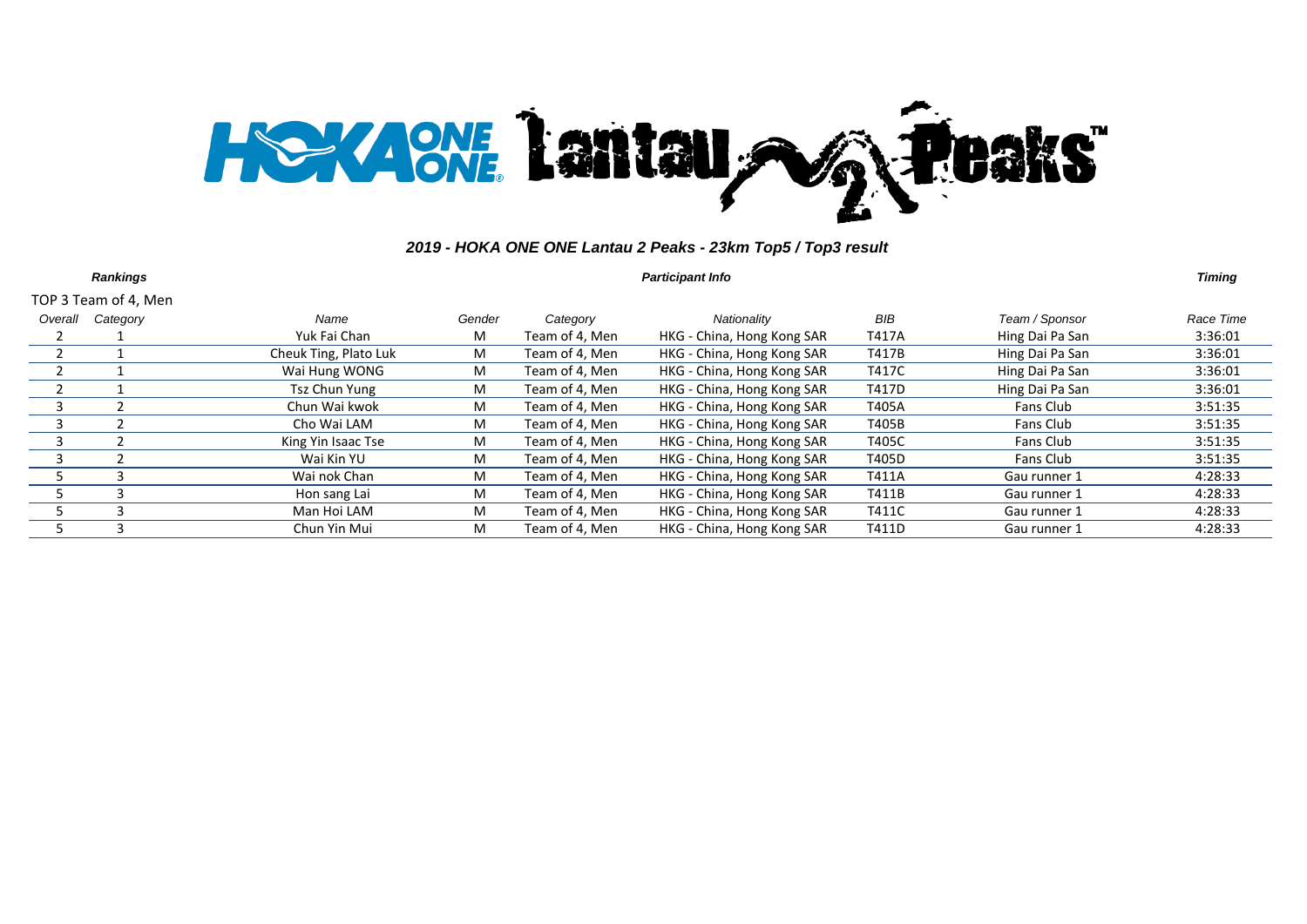## 2019 - HOKA ONE ONE Lantau 2 Peaks - 23km Top5 / Top3 result

| *Rankings* | | *Participant Info* | | | | | | *Timing* |
|---|---|---|---|---|---|---|---|---|
| TOP 3 Team of 4, Men | | | | | | | | |
| *Overall* | *Category* | *Name* | *Gender* | *Category* | *Nationality* | *BIB* | *Team / Sponsor* | *Race Time* |
| 2 | 1 | Yuk Fai Chan | M | Team of 4, Men | HKG - China, Hong Kong SAR | T417A | Hing Dai Pa San | 3:36:01 |
| 2 | 1 | Cheuk Ting, Plato Luk | M | Team of 4, Men | HKG - China, Hong Kong SAR | T417B | Hing Dai Pa San | 3:36:01 |
| 2 | 1 | Wai Hung WONG | M | Team of 4, Men | HKG - China, Hong Kong SAR | T417C | Hing Dai Pa San | 3:36:01 |
| 2 | 1 | Tsz Chun Yung | M | Team of 4, Men | HKG - China, Hong Kong SAR | T417D | Hing Dai Pa San | 3:36:01 |
| 3 | 2 | Chun Wai kwok | M | Team of 4, Men | HKG - China, Hong Kong SAR | T405A | Fans Club | 3:51:35 |
| 3 | 2 | Cho Wai LAM | M | Team of 4, Men | HKG - China, Hong Kong SAR | T405B | Fans Club | 3:51:35 |
| 3 | 2 | King Yin Isaac Tse | M | Team of 4, Men | HKG - China, Hong Kong SAR | T405C | Fans Club | 3:51:35 |
| 3 | 2 | Wai Kin YU | M | Team of 4, Men | HKG - China, Hong Kong SAR | T405D | Fans Club | 3:51:35 |
| 5 | 3 | Wai nok Chan | M | Team of 4, Men | HKG - China, Hong Kong SAR | T411A | Gau runner 1 | 4:28:33 |
| 5 | 3 | Hon sang Lai | M | Team of 4, Men | HKG - China, Hong Kong SAR | T411B | Gau runner 1 | 4:28:33 |
| 5 | 3 | Man Hoi LAM | M | Team of 4, Men | HKG - China, Hong Kong SAR | T411C | Gau runner 1 | 4:28:33 |
| 5 | 3 | Chun Yin Mui | M | Team of 4, Men | HKG - China, Hong Kong SAR | T411D | Gau runner 1 | 4:28:33 |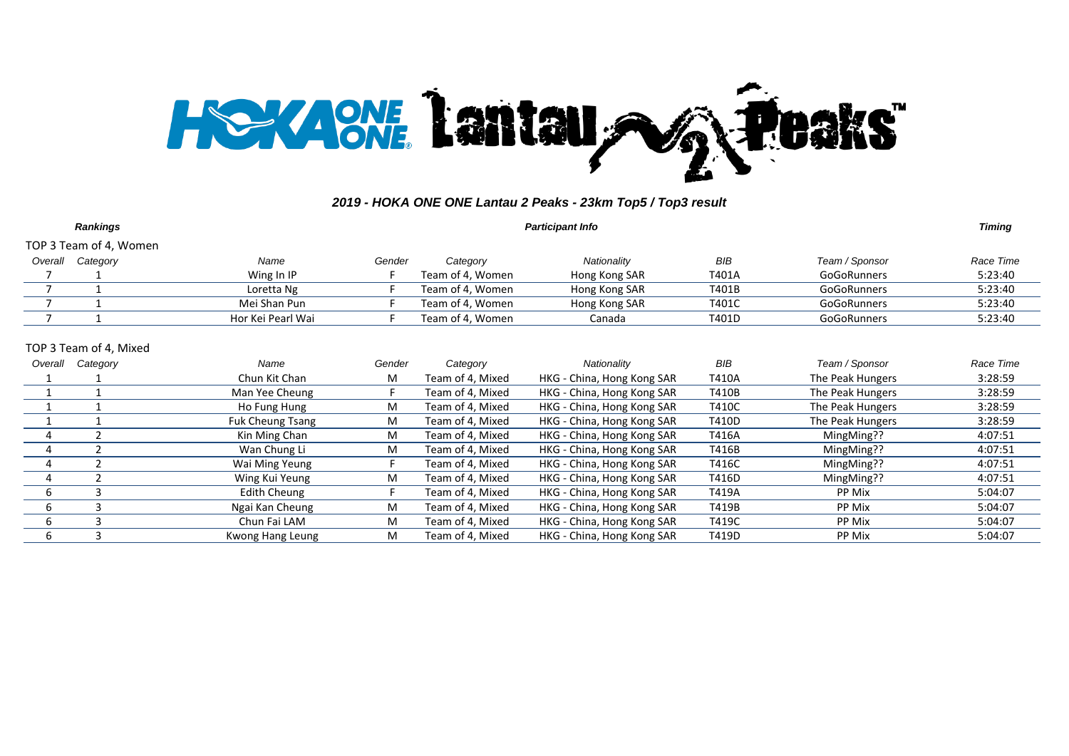# HOKA ONE ONE Lantau 2 Peaks™

## 2019 - HOKA ONE ONE Lantau 2 Peaks - 23km Top5 / Top3 result

*Rankings* | *Participant Info* | *Timing*

### TOP 3 Team of 4, Women

| *Overall* | *Category* | *Name* | *Gender* | *Category* | *Nationality* | *BIB* | *Team / Sponsor* | *Race Time* |
|---|---|---|---|---|---|---|---|---|
| 7 | 1 | Wing In IP | F | Team of 4, Women | Hong Kong SAR | T401A | GoGoRunners | 5:23:40 |
| 7 | 1 | Loretta Ng | F | Team of 4, Women | Hong Kong SAR | T401B | GoGoRunners | 5:23:40 |
| 7 | 1 | Mei Shan Pun | F | Team of 4, Women | Hong Kong SAR | T401C | GoGoRunners | 5:23:40 |
| 7 | 1 | Hor Kei Pearl Wai | F | Team of 4, Women | Canada | T401D | GoGoRunners | 5:23:40 |

### TOP 3 Team of 4, Mixed

| *Overall* | *Category* | *Name* | *Gender* | *Category* | *Nationality* | *BIB* | *Team / Sponsor* | *Race Time* |
|---|---|---|---|---|---|---|---|---|
| 1 | 1 | Chun Kit Chan | M | Team of 4, Mixed | HKG - China, Hong Kong SAR | T410A | The Peak Hungers | 3:28:59 |
| 1 | 1 | Man Yee Cheung | F | Team of 4, Mixed | HKG - China, Hong Kong SAR | T410B | The Peak Hungers | 3:28:59 |
| 1 | 1 | Ho Fung Hung | M | Team of 4, Mixed | HKG - China, Hong Kong SAR | T410C | The Peak Hungers | 3:28:59 |
| 1 | 1 | Fuk Cheung Tsang | M | Team of 4, Mixed | HKG - China, Hong Kong SAR | T410D | The Peak Hungers | 3:28:59 |
| 4 | 2 | Kin Ming Chan | M | Team of 4, Mixed | HKG - China, Hong Kong SAR | T416A | MingMing?? | 4:07:51 |
| 4 | 2 | Wan Chung Li | M | Team of 4, Mixed | HKG - China, Hong Kong SAR | T416B | MingMing?? | 4:07:51 |
| 4 | 2 | Wai Ming Yeung | F | Team of 4, Mixed | HKG - China, Hong Kong SAR | T416C | MingMing?? | 4:07:51 |
| 4 | 2 | Wing Kui Yeung | M | Team of 4, Mixed | HKG - China, Hong Kong SAR | T416D | MingMing?? | 4:07:51 |
| 6 | 3 | Edith Cheung | F | Team of 4, Mixed | HKG - China, Hong Kong SAR | T419A | PP Mix | 5:04:07 |
| 6 | 3 | Ngai Kan Cheung | M | Team of 4, Mixed | HKG - China, Hong Kong SAR | T419B | PP Mix | 5:04:07 |
| 6 | 3 | Chun Fai LAM | M | Team of 4, Mixed | HKG - China, Hong Kong SAR | T419C | PP Mix | 5:04:07 |
| 6 | 3 | Kwong Hang Leung | M | Team of 4, Mixed | HKG - China, Hong Kong SAR | T419D | PP Mix | 5:04:07 |